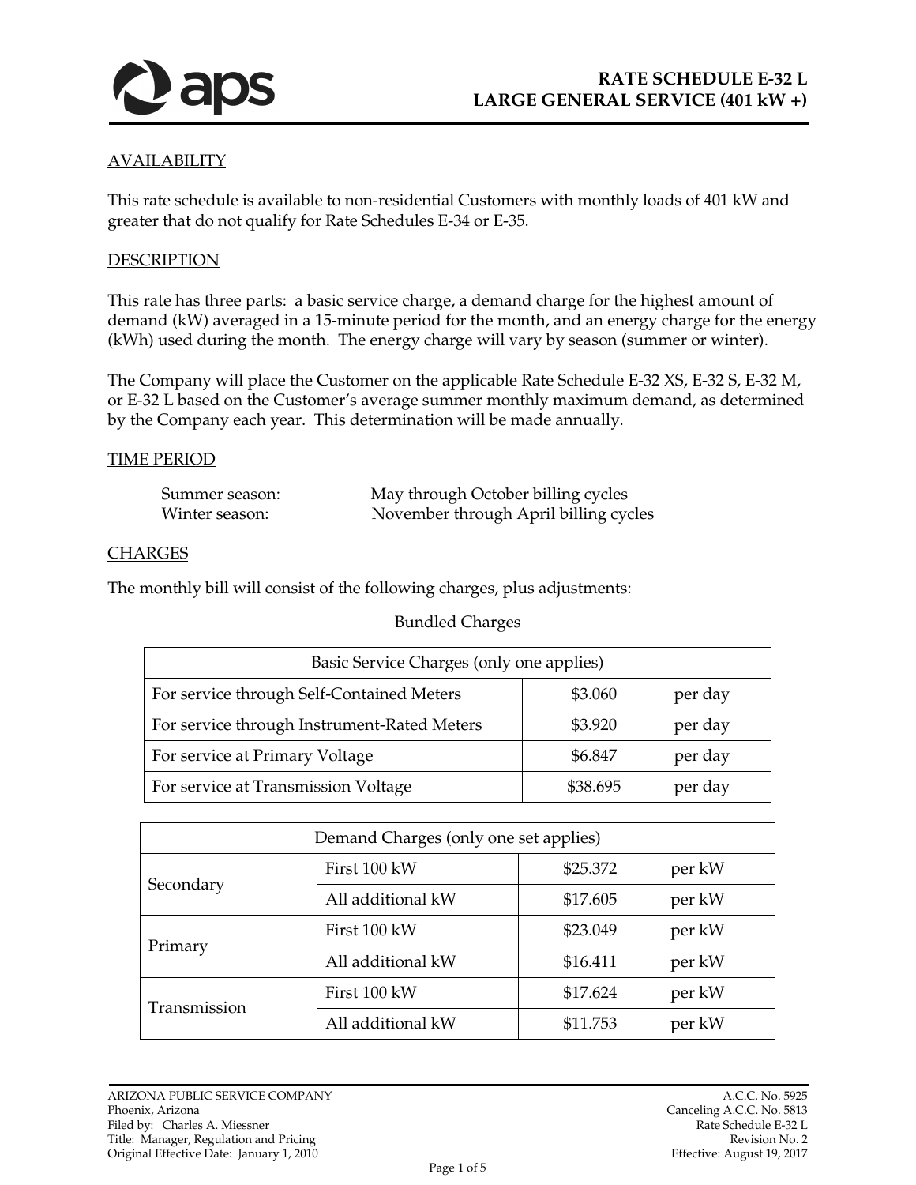# RATE SCHEDULE E-32 L
## LARGE GENERAL SERVICE (401 kW +)

### AVAILABILITY

This rate schedule is available to non-residential Customers with monthly loads of 401 kW and greater that do not qualify for Rate Schedules E-34 or E-35.

### DESCRIPTION

This rate has three parts: a basic service charge, a demand charge for the highest amount of demand (kW) averaged in a 15-minute period for the month, and an energy charge for the energy (kWh) used during the month. The energy charge will vary by season (summer or winter).

The Company will place the Customer on the applicable Rate Schedule E-32 XS, E-32 S, E-32 M, or E-32 L based on the Customer's average summer monthly maximum demand, as determined by the Company each year. This determination will be made annually.

### TIME PERIOD

| | |
|---|---|
| Summer season: | May through October billing cycles |
| Winter season: | November through April billing cycles |

### CHARGES

The monthly bill will consist of the following charges, plus adjustments:

Bundled Charges

| Basic Service Charges (only one applies) | | |
|---|---|---|
| For service through Self-Contained Meters | $3.060 | per day |
| For service through Instrument-Rated Meters | $3.920 | per day |
| For service at Primary Voltage | $6.847 | per day |
| For service at Transmission Voltage | $38.695 | per day |

| Demand Charges (only one set applies) | | | |
|---|---|---|---|
| Secondary | First 100 kW | $25.372 | per kW |
| | All additional kW | $17.605 | per kW |
| Primary | First 100 kW | $23.049 | per kW |
| | All additional kW | $16.411 | per kW |
| Transmission | First 100 kW | $17.624 | per kW |
| | All additional kW | $11.753 | per kW |

ARIZONA PUBLIC SERVICE COMPANY
Phoenix, Arizona
Filed by: Charles A. Miessner
Title: Manager, Regulation and Pricing
Original Effective Date: January 1, 2010

A.C.C. No. 5925
Canceling A.C.C. No. 5813
Rate Schedule E-32 L
Revision No. 2
Effective: August 19, 2017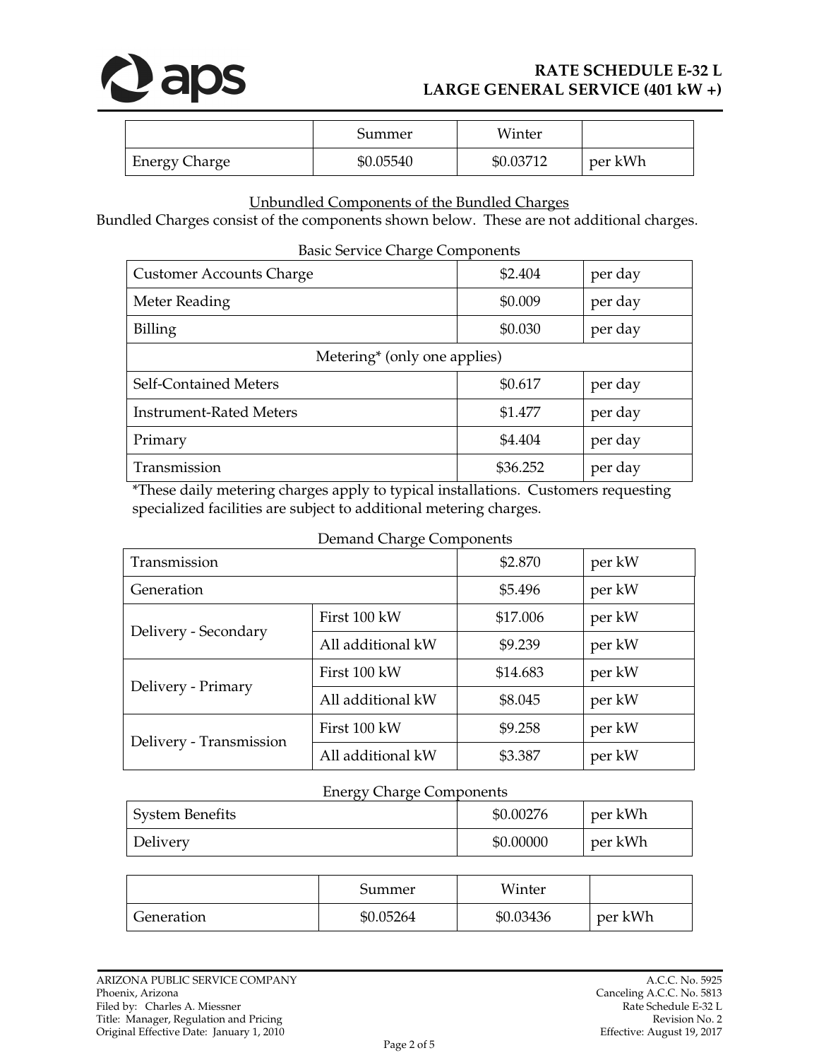| | Summer | Winter | |
|---|---|---|---|
| Energy Charge | $0.05540 | $0.03712 | per kWh |

## Unbundled Components of the Bundled Charges

Bundled Charges consist of the components shown below. These are not additional charges.

Basic Service Charge Components

| | | |
|---|---|---|
| Customer Accounts Charge | $2.404 | per day |
| Meter Reading | $0.009 | per day |
| Billing | $0.030 | per day |
| Metering* (only one applies) | | |
| Self-Contained Meters | $0.617 | per day |
| Instrument-Rated Meters | $1.477 | per day |
| Primary | $4.404 | per day |
| Transmission | $36.252 | per day |

*These daily metering charges apply to typical installations. Customers requesting specialized facilities are subject to additional metering charges.

Demand Charge Components

| | | | |
|---|---|---|---|
| Transmission | | $2.870 | per kW |
| Generation | | $5.496 | per kW |
| Delivery - Secondary | First 100 kW | $17.006 | per kW |
| | All additional kW | $9.239 | per kW |
| Delivery - Primary | First 100 kW | $14.683 | per kW |
| | All additional kW | $8.045 | per kW |
| Delivery - Transmission | First 100 kW | $9.258 | per kW |
| | All additional kW | $3.387 | per kW |

Energy Charge Components

| | | |
|---|---|---|
| System Benefits | $0.00276 | per kWh |
| Delivery | $0.00000 | per kWh |

| | Summer | Winter | |
|---|---|---|---|
| Generation | $0.05264 | $0.03436 | per kWh |

ARIZONA PUBLIC SERVICE COMPANY
Phoenix, Arizona
Filed by: Charles A. Miessner
Title: Manager, Regulation and Pricing
Original Effective Date: January 1, 2010

A.C.C. No. 5925
Canceling A.C.C. No. 5813
Rate Schedule E-32 L
Revision No. 2
Effective: August 19, 2017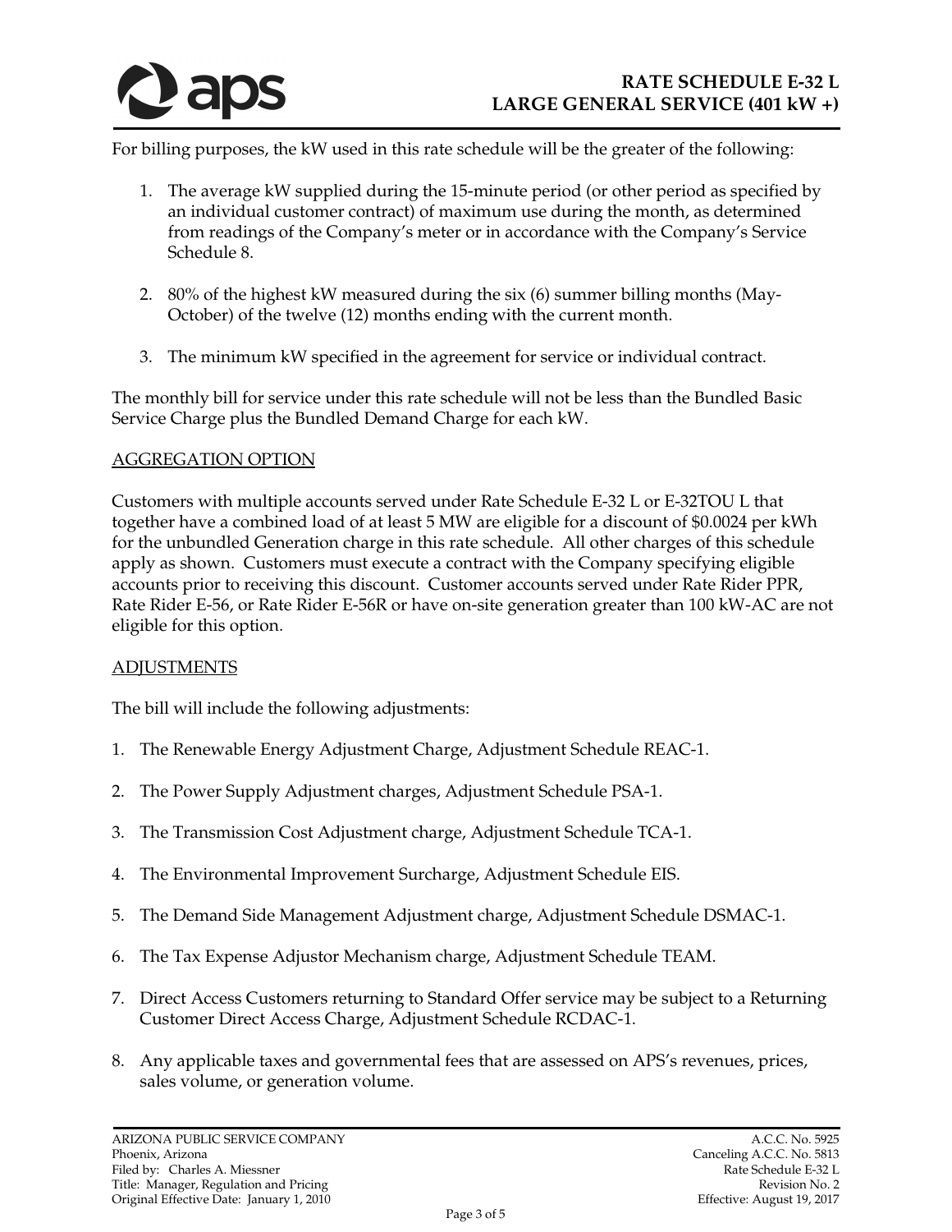For billing purposes, the kW used in this rate schedule will be the greater of the following:

1. The average kW supplied during the 15-minute period (or other period as specified by an individual customer contract) of maximum use during the month, as determined from readings of the Company's meter or in accordance with the Company's Service Schedule 8.

2. 80% of the highest kW measured during the six (6) summer billing months (May-October) of the twelve (12) months ending with the current month.

3. The minimum kW specified in the agreement for service or individual contract.

The monthly bill for service under this rate schedule will not be less than the Bundled Basic Service Charge plus the Bundled Demand Charge for each kW.

## AGGREGATION OPTION

Customers with multiple accounts served under Rate Schedule E-32 L or E-32TOU L that together have a combined load of at least 5 MW are eligible for a discount of $0.0024 per kWh for the unbundled Generation charge in this rate schedule. All other charges of this schedule apply as shown. Customers must execute a contract with the Company specifying eligible accounts prior to receiving this discount. Customer accounts served under Rate Rider PPR, Rate Rider E-56, or Rate Rider E-56R or have on-site generation greater than 100 kW-AC are not eligible for this option.

## ADJUSTMENTS

The bill will include the following adjustments:

1. The Renewable Energy Adjustment Charge, Adjustment Schedule REAC-1.

2. The Power Supply Adjustment charges, Adjustment Schedule PSA-1.

3. The Transmission Cost Adjustment charge, Adjustment Schedule TCA-1.

4. The Environmental Improvement Surcharge, Adjustment Schedule EIS.

5. The Demand Side Management Adjustment charge, Adjustment Schedule DSMAC-1.

6. The Tax Expense Adjustor Mechanism charge, Adjustment Schedule TEAM.

7. Direct Access Customers returning to Standard Offer service may be subject to a Returning Customer Direct Access Charge, Adjustment Schedule RCDAC-1.

8. Any applicable taxes and governmental fees that are assessed on APS's revenues, prices, sales volume, or generation volume.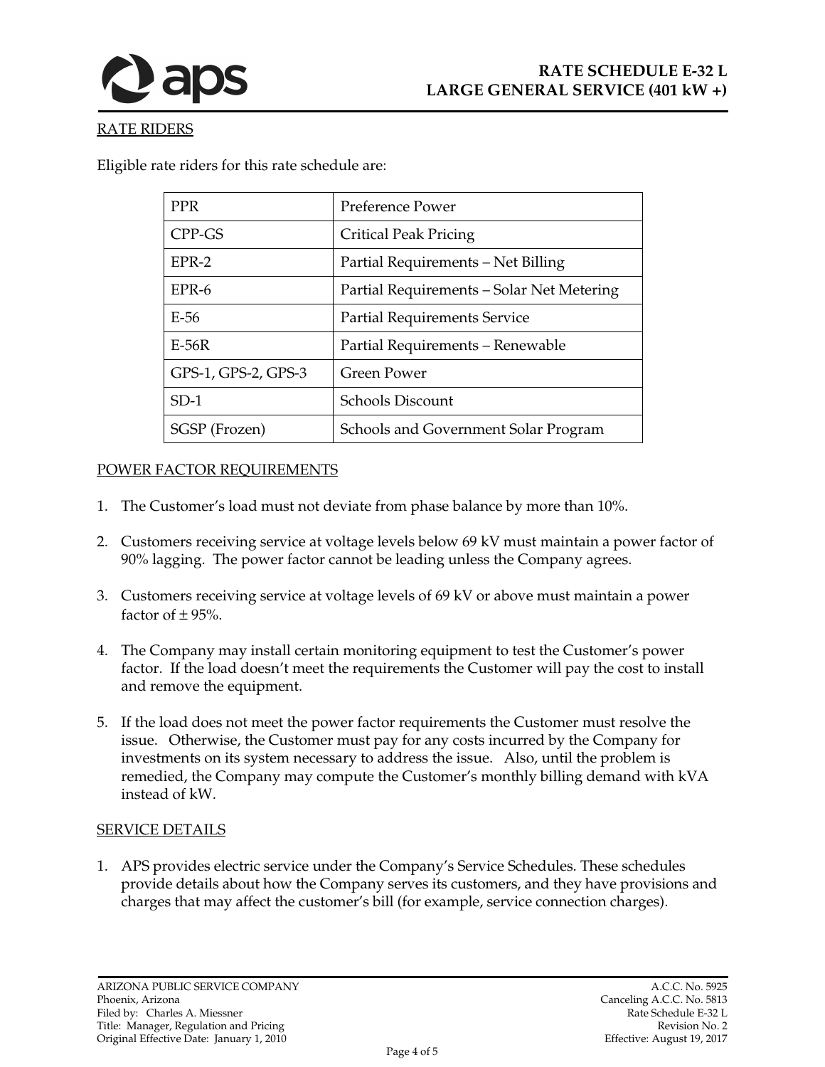## RATE RIDERS

Eligible rate riders for this rate schedule are:

| PPR | Preference Power |
|---|---|
| CPP-GS | Critical Peak Pricing |
| EPR-2 | Partial Requirements – Net Billing |
| EPR-6 | Partial Requirements – Solar Net Metering |
| E-56 | Partial Requirements Service |
| E-56R | Partial Requirements – Renewable |
| GPS-1, GPS-2, GPS-3 | Green Power |
| SD-1 | Schools Discount |
| SGSP (Frozen) | Schools and Government Solar Program |

## POWER FACTOR REQUIREMENTS

1. The Customer's load must not deviate from phase balance by more than 10%.
2. Customers receiving service at voltage levels below 69 kV must maintain a power factor of 90% lagging. The power factor cannot be leading unless the Company agrees.
3. Customers receiving service at voltage levels of 69 kV or above must maintain a power factor of ± 95%.
4. The Company may install certain monitoring equipment to test the Customer's power factor. If the load doesn't meet the requirements the Customer will pay the cost to install and remove the equipment.
5. If the load does not meet the power factor requirements the Customer must resolve the issue. Otherwise, the Customer must pay for any costs incurred by the Company for investments on its system necessary to address the issue. Also, until the problem is remedied, the Company may compute the Customer's monthly billing demand with kVA instead of kW.

## SERVICE DETAILS

1. APS provides electric service under the Company's Service Schedules. These schedules provide details about how the Company serves its customers, and they have provisions and charges that may affect the customer's bill (for example, service connection charges).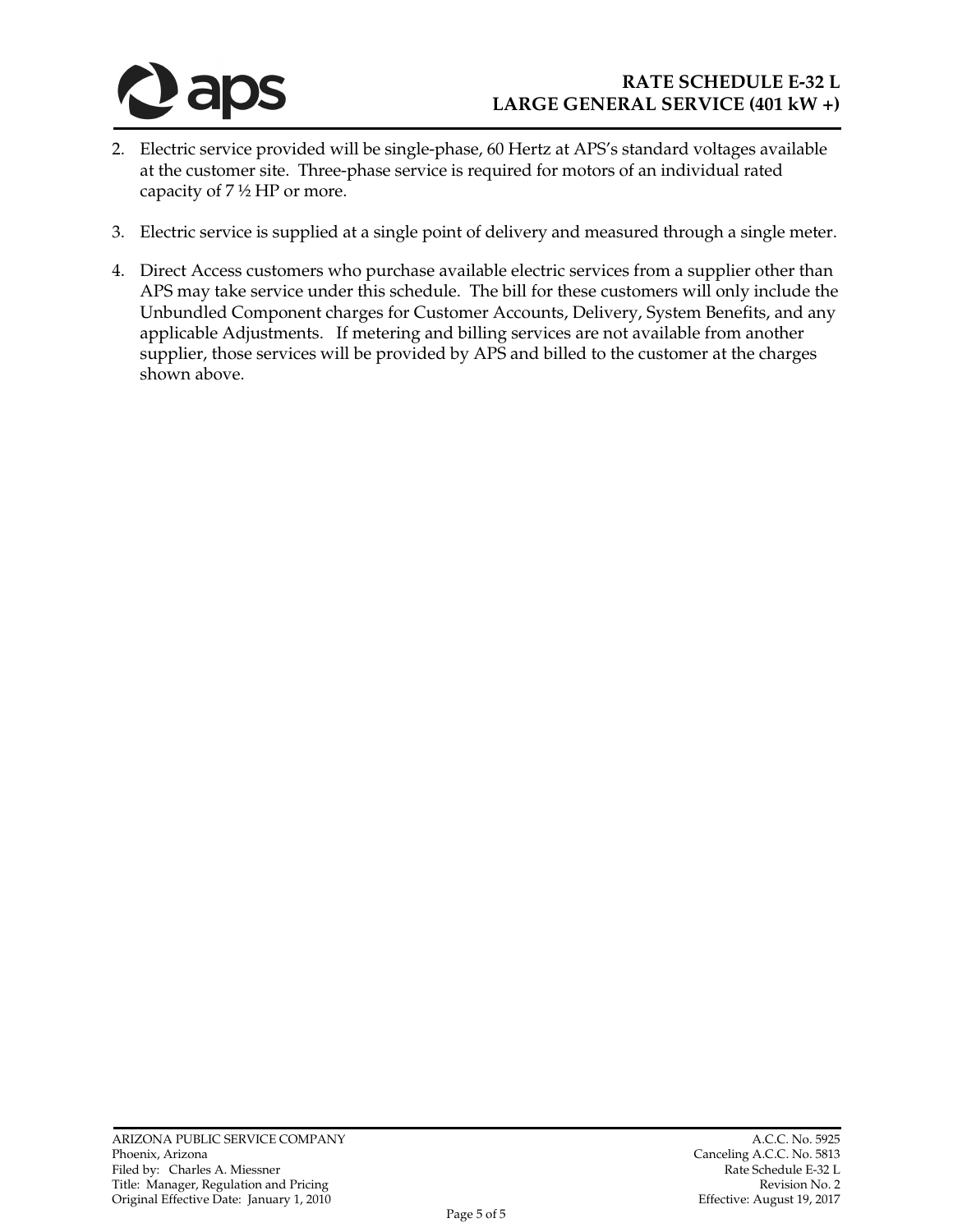2. Electric service provided will be single-phase, 60 Hertz at APS's standard voltages available at the customer site. Three-phase service is required for motors of an individual rated capacity of 7 ½ HP or more.

3. Electric service is supplied at a single point of delivery and measured through a single meter.

4. Direct Access customers who purchase available electric services from a supplier other than APS may take service under this schedule. The bill for these customers will only include the Unbundled Component charges for Customer Accounts, Delivery, System Benefits, and any applicable Adjustments. If metering and billing services are not available from another supplier, those services will be provided by APS and billed to the customer at the charges shown above.